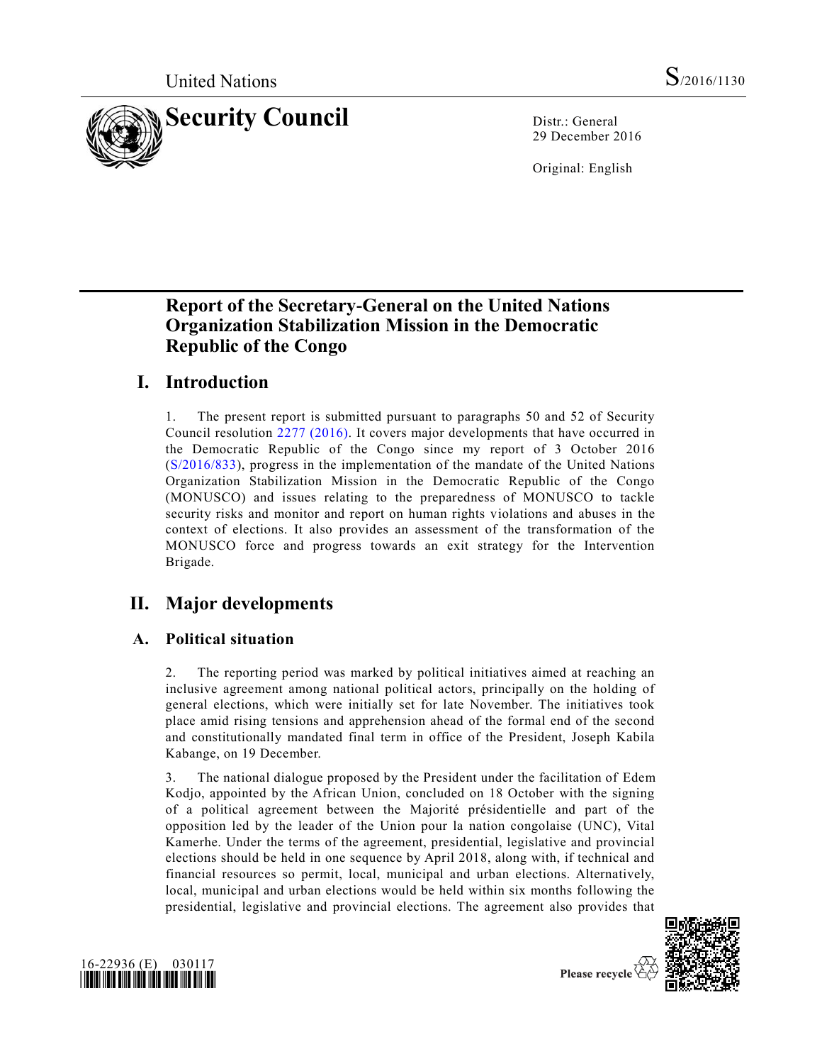United Nations S/2016/1130

# Security Council

Distr.: General
29 December 2016

Original: English

## Report of the Secretary-General on the United Nations Organization Stabilization Mission in the Democratic Republic of the Congo

## I. Introduction

1. The present report is submitted pursuant to paragraphs 50 and 52 of Security Council resolution 2277 (2016). It covers major developments that have occurred in the Democratic Republic of the Congo since my report of 3 October 2016 (S/2016/833), progress in the implementation of the mandate of the United Nations Organization Stabilization Mission in the Democratic Republic of the Congo (MONUSCO) and issues relating to the preparedness of MONUSCO to tackle security risks and monitor and report on human rights violations and abuses in the context of elections. It also provides an assessment of the transformation of the MONUSCO force and progress towards an exit strategy for the Intervention Brigade.

## II. Major developments

### A. Political situation

2. The reporting period was marked by political initiatives aimed at reaching an inclusive agreement among national political actors, principally on the holding of general elections, which were initially set for late November. The initiatives took place amid rising tensions and apprehension ahead of the formal end of the second and constitutionally mandated final term in office of the President, Joseph Kabila Kabange, on 19 December.

3. The national dialogue proposed by the President under the facilitation of Edem Kodjo, appointed by the African Union, concluded on 18 October with the signing of a political agreement between the Majorité présidentielle and part of the opposition led by the leader of the Union pour la nation congolaise (UNC), Vital Kamerhe. Under the terms of the agreement, presidential, legislative and provincial elections should be held in one sequence by April 2018, along with, if technical and financial resources so permit, local, municipal and urban elections. Alternatively, local, municipal and urban elections would be held within six months following the presidential, legislative and provincial elections. The agreement also provides that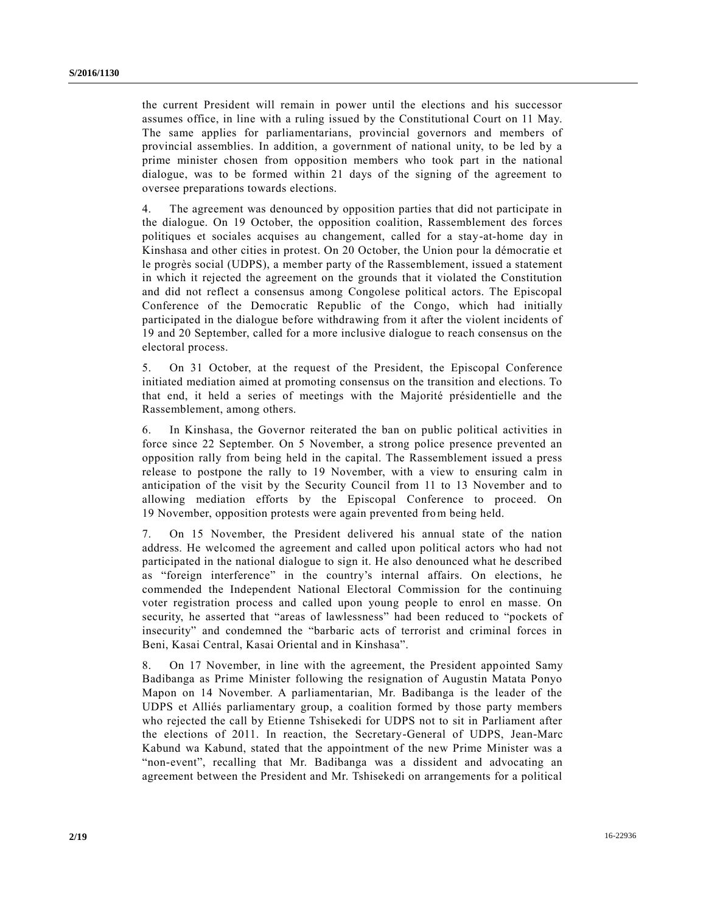the current President will remain in power until the elections and his successor assumes office, in line with a ruling issued by the Constitutional Court on 11 May. The same applies for parliamentarians, provincial governors and members of provincial assemblies. In addition, a government of national unity, to be led by a prime minister chosen from opposition members who took part in the national dialogue, was to be formed within 21 days of the signing of the agreement to oversee preparations towards elections.

4. The agreement was denounced by opposition parties that did not participate in the dialogue. On 19 October, the opposition coalition, Rassemblement des forces politiques et sociales acquises au changement, called for a stay-at-home day in Kinshasa and other cities in protest. On 20 October, the Union pour la démocratie et le progrès social (UDPS), a member party of the Rassemblement, issued a statement in which it rejected the agreement on the grounds that it violated the Constitution and did not reflect a consensus among Congolese political actors. The Episcopal Conference of the Democratic Republic of the Congo, which had initially participated in the dialogue before withdrawing from it after the violent incidents of 19 and 20 September, called for a more inclusive dialogue to reach consensus on the electoral process.

5. On 31 October, at the request of the President, the Episcopal Conference initiated mediation aimed at promoting consensus on the transition and elections. To that end, it held a series of meetings with the Majorité présidentielle and the Rassemblement, among others.

6. In Kinshasa, the Governor reiterated the ban on public political activities in force since 22 September. On 5 November, a strong police presence prevented an opposition rally from being held in the capital. The Rassemblement issued a press release to postpone the rally to 19 November, with a view to ensuring calm in anticipation of the visit by the Security Council from 11 to 13 November and to allowing mediation efforts by the Episcopal Conference to proceed. On 19 November, opposition protests were again prevented from being held.

7. On 15 November, the President delivered his annual state of the nation address. He welcomed the agreement and called upon political actors who had not participated in the national dialogue to sign it. He also denounced what he described as "foreign interference" in the country's internal affairs. On elections, he commended the Independent National Electoral Commission for the continuing voter registration process and called upon young people to enrol en masse. On security, he asserted that "areas of lawlessness" had been reduced to "pockets of insecurity" and condemned the "barbaric acts of terrorist and criminal forces in Beni, Kasai Central, Kasai Oriental and in Kinshasa".

8. On 17 November, in line with the agreement, the President appointed Samy Badibanga as Prime Minister following the resignation of Augustin Matata Ponyo Mapon on 14 November. A parliamentarian, Mr. Badibanga is the leader of the UDPS et Alliés parliamentary group, a coalition formed by those party members who rejected the call by Etienne Tshisekedi for UDPS not to sit in Parliament after the elections of 2011. In reaction, the Secretary-General of UDPS, Jean-Marc Kabund wa Kabund, stated that the appointment of the new Prime Minister was a "non-event", recalling that Mr. Badibanga was a dissident and advocating an agreement between the President and Mr. Tshisekedi on arrangements for a political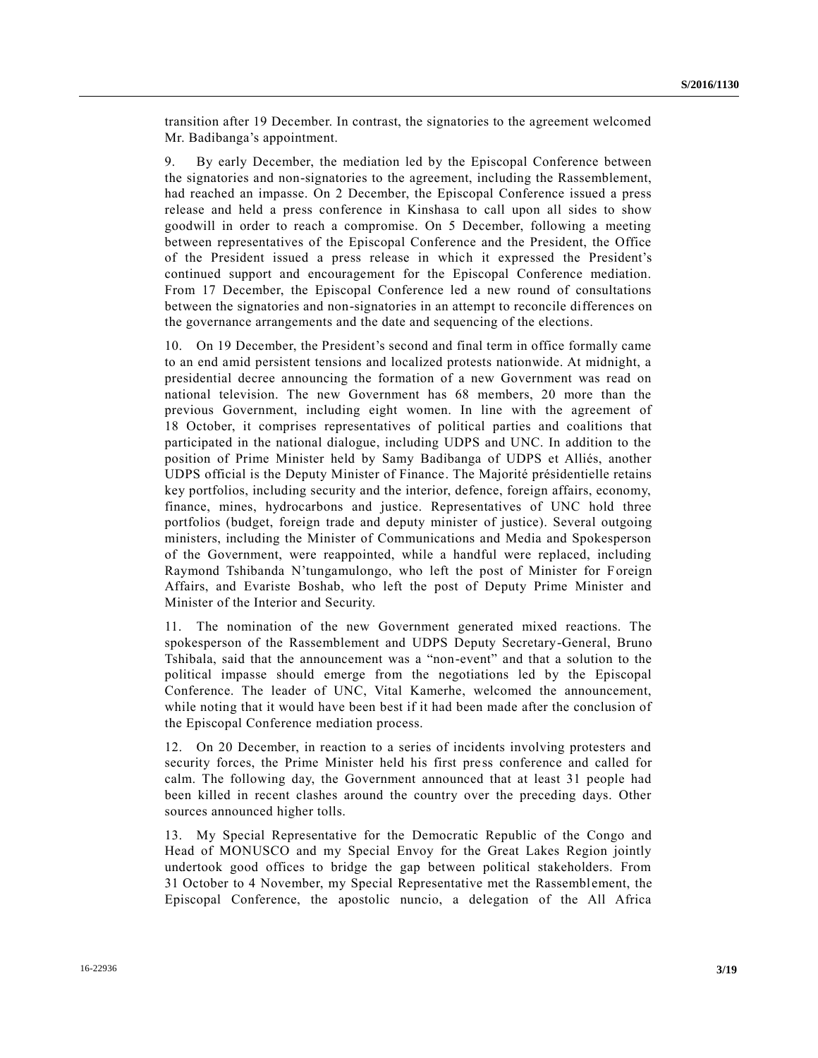transition after 19 December. In contrast, the signatories to the agreement welcomed Mr. Badibanga's appointment.

9. By early December, the mediation led by the Episcopal Conference between the signatories and non-signatories to the agreement, including the Rassemblement, had reached an impasse. On 2 December, the Episcopal Conference issued a press release and held a press conference in Kinshasa to call upon all sides to show goodwill in order to reach a compromise. On 5 December, following a meeting between representatives of the Episcopal Conference and the President, the Office of the President issued a press release in which it expressed the President's continued support and encouragement for the Episcopal Conference mediation. From 17 December, the Episcopal Conference led a new round of consultations between the signatories and non-signatories in an attempt to reconcile differences on the governance arrangements and the date and sequencing of the elections.

10. On 19 December, the President's second and final term in office formally came to an end amid persistent tensions and localized protests nationwide. At midnight, a presidential decree announcing the formation of a new Government was read on national television. The new Government has 68 members, 20 more than the previous Government, including eight women. In line with the agreement of 18 October, it comprises representatives of political parties and coalitions that participated in the national dialogue, including UDPS and UNC. In addition to the position of Prime Minister held by Samy Badibanga of UDPS et Alliés, another UDPS official is the Deputy Minister of Finance. The Majorité présidentielle retains key portfolios, including security and the interior, defence, foreign affairs, economy, finance, mines, hydrocarbons and justice. Representatives of UNC hold three portfolios (budget, foreign trade and deputy minister of justice). Several outgoing ministers, including the Minister of Communications and Media and Spokesperson of the Government, were reappointed, while a handful were replaced, including Raymond Tshibanda N'tungamulongo, who left the post of Minister for Foreign Affairs, and Evariste Boshab, who left the post of Deputy Prime Minister and Minister of the Interior and Security.

11. The nomination of the new Government generated mixed reactions. The spokesperson of the Rassemblement and UDPS Deputy Secretary-General, Bruno Tshibala, said that the announcement was a "non-event" and that a solution to the political impasse should emerge from the negotiations led by the Episcopal Conference. The leader of UNC, Vital Kamerhe, welcomed the announcement, while noting that it would have been best if it had been made after the conclusion of the Episcopal Conference mediation process.

12. On 20 December, in reaction to a series of incidents involving protesters and security forces, the Prime Minister held his first press conference and called for calm. The following day, the Government announced that at least 31 people had been killed in recent clashes around the country over the preceding days. Other sources announced higher tolls.

13. My Special Representative for the Democratic Republic of the Congo and Head of MONUSCO and my Special Envoy for the Great Lakes Region jointly undertook good offices to bridge the gap between political stakeholders. From 31 October to 4 November, my Special Representative met the Rassemblement, the Episcopal Conference, the apostolic nuncio, a delegation of the All Africa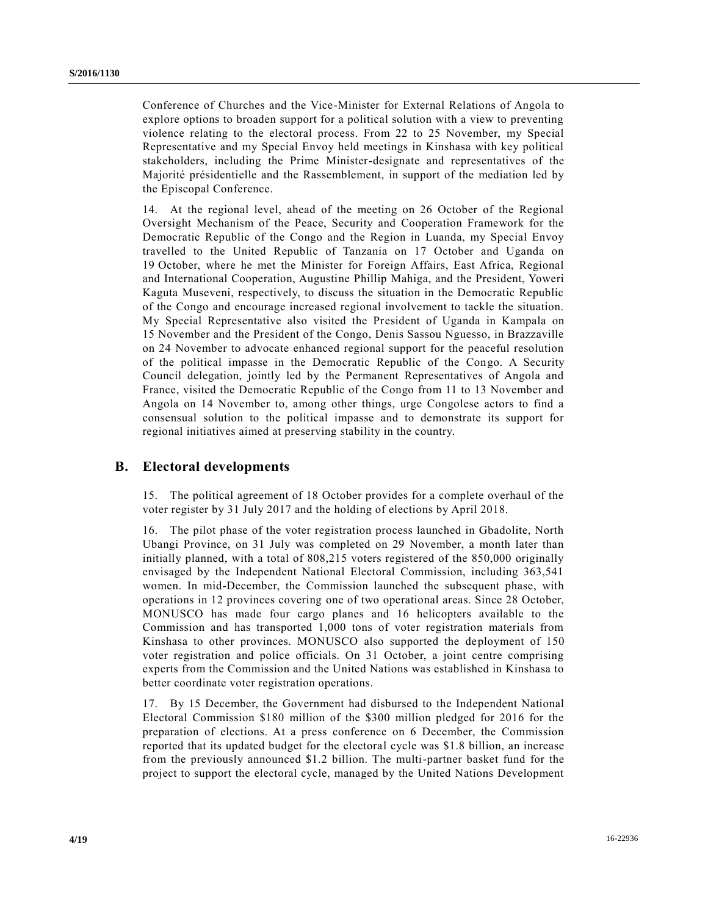Conference of Churches and the Vice-Minister for External Relations of Angola to explore options to broaden support for a political solution with a view to preventing violence relating to the electoral process. From 22 to 25 November, my Special Representative and my Special Envoy held meetings in Kinshasa with key political stakeholders, including the Prime Minister-designate and representatives of the Majorité présidentielle and the Rassemblement, in support of the mediation led by the Episcopal Conference.

14. At the regional level, ahead of the meeting on 26 October of the Regional Oversight Mechanism of the Peace, Security and Cooperation Framework for the Democratic Republic of the Congo and the Region in Luanda, my Special Envoy travelled to the United Republic of Tanzania on 17 October and Uganda on 19 October, where he met the Minister for Foreign Affairs, East Africa, Regional and International Cooperation, Augustine Phillip Mahiga, and the President, Yoweri Kaguta Museveni, respectively, to discuss the situation in the Democratic Republic of the Congo and encourage increased regional involvement to tackle the situation. My Special Representative also visited the President of Uganda in Kampala on 15 November and the President of the Congo, Denis Sassou Nguesso, in Brazzaville on 24 November to advocate enhanced regional support for the peaceful resolution of the political impasse in the Democratic Republic of the Congo. A Security Council delegation, jointly led by the Permanent Representatives of Angola and France, visited the Democratic Republic of the Congo from 11 to 13 November and Angola on 14 November to, among other things, urge Congolese actors to find a consensual solution to the political impasse and to demonstrate its support for regional initiatives aimed at preserving stability in the country.

## B. Electoral developments

15. The political agreement of 18 October provides for a complete overhaul of the voter register by 31 July 2017 and the holding of elections by April 2018.

16. The pilot phase of the voter registration process launched in Gbadolite, North Ubangi Province, on 31 July was completed on 29 November, a month later than initially planned, with a total of 808,215 voters registered of the 850,000 originally envisaged by the Independent National Electoral Commission, including 363,541 women. In mid-December, the Commission launched the subsequent phase, with operations in 12 provinces covering one of two operational areas. Since 28 October, MONUSCO has made four cargo planes and 16 helicopters available to the Commission and has transported 1,000 tons of voter registration materials from Kinshasa to other provinces. MONUSCO also supported the deployment of 150 voter registration and police officials. On 31 October, a joint centre comprising experts from the Commission and the United Nations was established in Kinshasa to better coordinate voter registration operations.

17. By 15 December, the Government had disbursed to the Independent National Electoral Commission \$180 million of the \$300 million pledged for 2016 for the preparation of elections. At a press conference on 6 December, the Commission reported that its updated budget for the electoral cycle was \$1.8 billion, an increase from the previously announced \$1.2 billion. The multi-partner basket fund for the project to support the electoral cycle, managed by the United Nations Development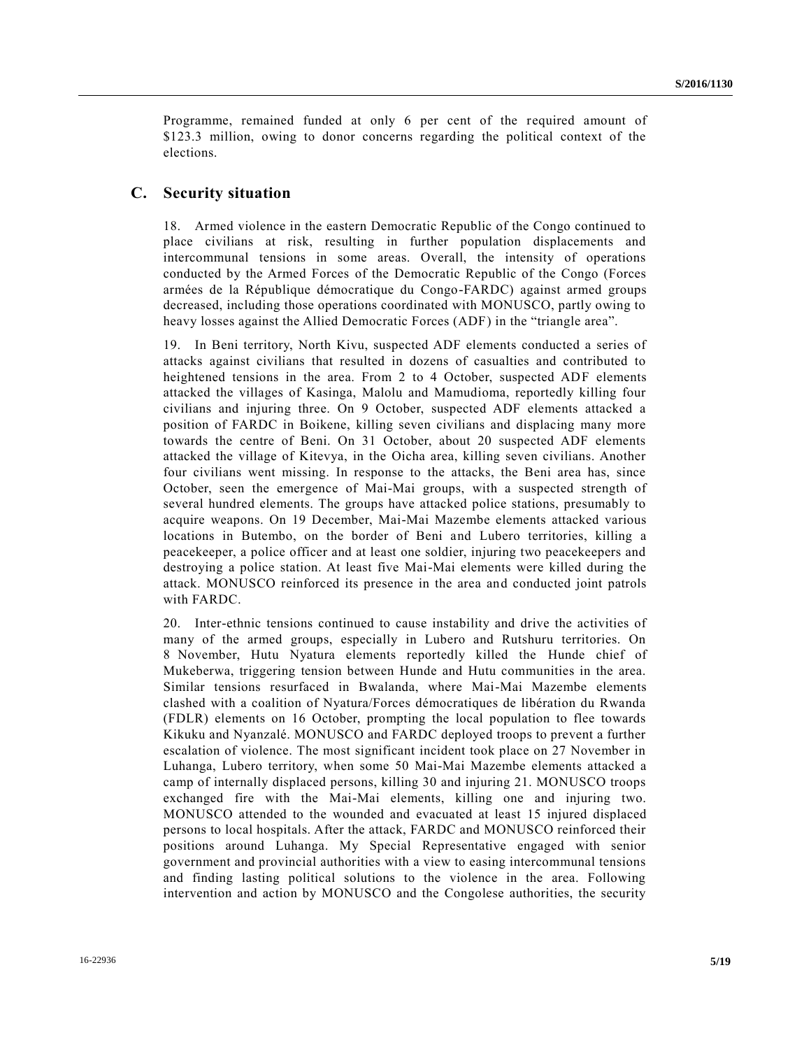Programme, remained funded at only 6 per cent of the required amount of \$123.3 million, owing to donor concerns regarding the political context of the elections.

## C. Security situation

18. Armed violence in the eastern Democratic Republic of the Congo continued to place civilians at risk, resulting in further population displacements and intercommunal tensions in some areas. Overall, the intensity of operations conducted by the Armed Forces of the Democratic Republic of the Congo (Forces armées de la République démocratique du Congo-FARDC) against armed groups decreased, including those operations coordinated with MONUSCO, partly owing to heavy losses against the Allied Democratic Forces (ADF) in the "triangle area".

19. In Beni territory, North Kivu, suspected ADF elements conducted a series of attacks against civilians that resulted in dozens of casualties and contributed to heightened tensions in the area. From 2 to 4 October, suspected ADF elements attacked the villages of Kasinga, Malolu and Mamudioma, reportedly killing four civilians and injuring three. On 9 October, suspected ADF elements attacked a position of FARDC in Boikene, killing seven civilians and displacing many more towards the centre of Beni. On 31 October, about 20 suspected ADF elements attacked the village of Kitevya, in the Oicha area, killing seven civilians. Another four civilians went missing. In response to the attacks, the Beni area has, since October, seen the emergence of Mai-Mai groups, with a suspected strength of several hundred elements. The groups have attacked police stations, presumably to acquire weapons. On 19 December, Mai-Mai Mazembe elements attacked various locations in Butembo, on the border of Beni and Lubero territories, killing a peacekeeper, a police officer and at least one soldier, injuring two peacekeepers and destroying a police station. At least five Mai-Mai elements were killed during the attack. MONUSCO reinforced its presence in the area and conducted joint patrols with FARDC.

20. Inter-ethnic tensions continued to cause instability and drive the activities of many of the armed groups, especially in Lubero and Rutshuru territories. On 8 November, Hutu Nyatura elements reportedly killed the Hunde chief of Mukeberwa, triggering tension between Hunde and Hutu communities in the area. Similar tensions resurfaced in Bwalanda, where Mai-Mai Mazembe elements clashed with a coalition of Nyatura/Forces démocratiques de libération du Rwanda (FDLR) elements on 16 October, prompting the local population to flee towards Kikuku and Nyanzalé. MONUSCO and FARDC deployed troops to prevent a further escalation of violence. The most significant incident took place on 27 November in Luhanga, Lubero territory, when some 50 Mai-Mai Mazembe elements attacked a camp of internally displaced persons, killing 30 and injuring 21. MONUSCO troops exchanged fire with the Mai-Mai elements, killing one and injuring two. MONUSCO attended to the wounded and evacuated at least 15 injured displaced persons to local hospitals. After the attack, FARDC and MONUSCO reinforced their positions around Luhanga. My Special Representative engaged with senior government and provincial authorities with a view to easing intercommunal tensions and finding lasting political solutions to the violence in the area. Following intervention and action by MONUSCO and the Congolese authorities, the security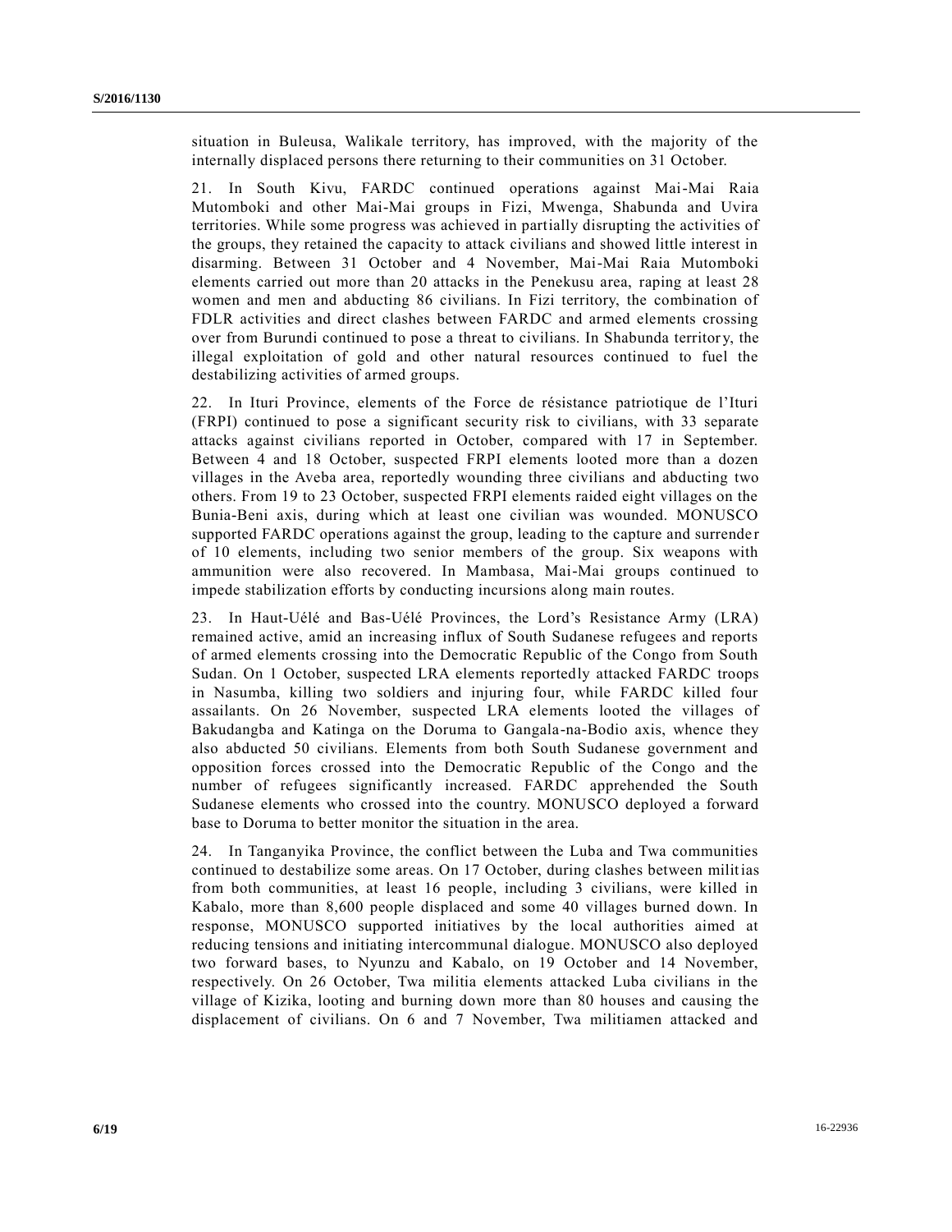situation in Buleusa, Walikale territory, has improved, with the majority of the internally displaced persons there returning to their communities on 31 October.

21. In South Kivu, FARDC continued operations against Mai-Mai Raia Mutomboki and other Mai-Mai groups in Fizi, Mwenga, Shabunda and Uvira territories. While some progress was achieved in partially disrupting the activities of the groups, they retained the capacity to attack civilians and showed little interest in disarming. Between 31 October and 4 November, Mai-Mai Raia Mutomboki elements carried out more than 20 attacks in the Penekusu area, raping at least 28 women and men and abducting 86 civilians. In Fizi territory, the combination of FDLR activities and direct clashes between FARDC and armed elements crossing over from Burundi continued to pose a threat to civilians. In Shabunda territory, the illegal exploitation of gold and other natural resources continued to fuel the destabilizing activities of armed groups.

22. In Ituri Province, elements of the Force de résistance patriotique de l'Ituri (FRPI) continued to pose a significant security risk to civilians, with 33 separate attacks against civilians reported in October, compared with 17 in September. Between 4 and 18 October, suspected FRPI elements looted more than a dozen villages in the Aveba area, reportedly wounding three civilians and abducting two others. From 19 to 23 October, suspected FRPI elements raided eight villages on the Bunia-Beni axis, during which at least one civilian was wounded. MONUSCO supported FARDC operations against the group, leading to the capture and surrender of 10 elements, including two senior members of the group. Six weapons with ammunition were also recovered. In Mambasa, Mai-Mai groups continued to impede stabilization efforts by conducting incursions along main routes.

23. In Haut-Uélé and Bas-Uélé Provinces, the Lord's Resistance Army (LRA) remained active, amid an increasing influx of South Sudanese refugees and reports of armed elements crossing into the Democratic Republic of the Congo from South Sudan. On 1 October, suspected LRA elements reportedly attacked FARDC troops in Nasumba, killing two soldiers and injuring four, while FARDC killed four assailants. On 26 November, suspected LRA elements looted the villages of Bakudangba and Katinga on the Doruma to Gangala-na-Bodio axis, whence they also abducted 50 civilians. Elements from both South Sudanese government and opposition forces crossed into the Democratic Republic of the Congo and the number of refugees significantly increased. FARDC apprehended the South Sudanese elements who crossed into the country. MONUSCO deployed a forward base to Doruma to better monitor the situation in the area.

24. In Tanganyika Province, the conflict between the Luba and Twa communities continued to destabilize some areas. On 17 October, during clashes between militias from both communities, at least 16 people, including 3 civilians, were killed in Kabalo, more than 8,600 people displaced and some 40 villages burned down. In response, MONUSCO supported initiatives by the local authorities aimed at reducing tensions and initiating intercommunal dialogue. MONUSCO also deployed two forward bases, to Nyunzu and Kabalo, on 19 October and 14 November, respectively. On 26 October, Twa militia elements attacked Luba civilians in the village of Kizika, looting and burning down more than 80 houses and causing the displacement of civilians. On 6 and 7 November, Twa militiamen attacked and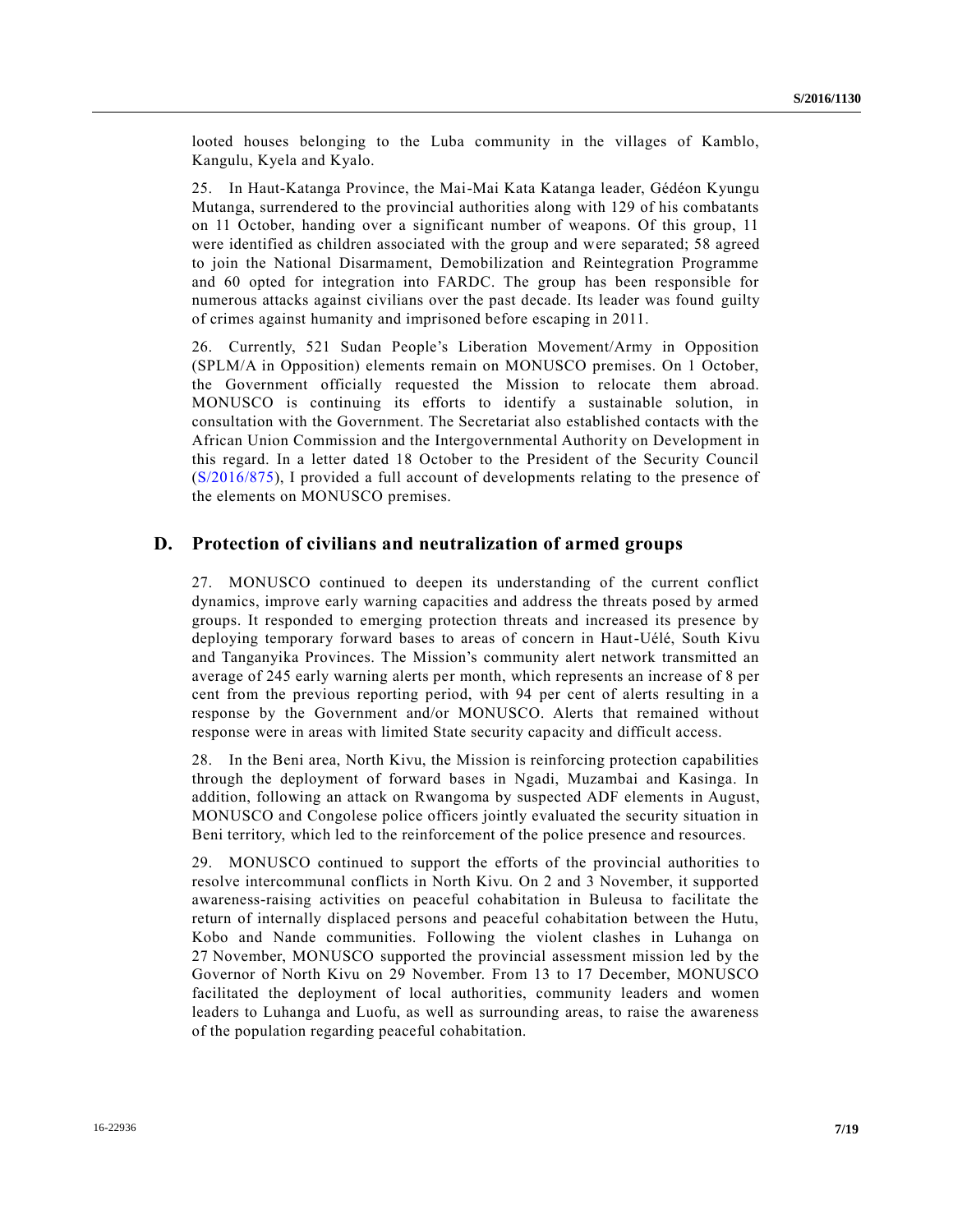looted houses belonging to the Luba community in the villages of Kamblo, Kangulu, Kyela and Kyalo.

25. In Haut-Katanga Province, the Mai-Mai Kata Katanga leader, Gédéon Kyungu Mutanga, surrendered to the provincial authorities along with 129 of his combatants on 11 October, handing over a significant number of weapons. Of this group, 11 were identified as children associated with the group and were separated; 58 agreed to join the National Disarmament, Demobilization and Reintegration Programme and 60 opted for integration into FARDC. The group has been responsible for numerous attacks against civilians over the past decade. Its leader was found guilty of crimes against humanity and imprisoned before escaping in 2011.

26. Currently, 521 Sudan People's Liberation Movement/Army in Opposition (SPLM/A in Opposition) elements remain on MONUSCO premises. On 1 October, the Government officially requested the Mission to relocate them abroad. MONUSCO is continuing its efforts to identify a sustainable solution, in consultation with the Government. The Secretariat also established contacts with the African Union Commission and the Intergovernmental Authority on Development in this regard. In a letter dated 18 October to the President of the Security Council (S/2016/875), I provided a full account of developments relating to the presence of the elements on MONUSCO premises.

## D. Protection of civilians and neutralization of armed groups

27. MONUSCO continued to deepen its understanding of the current conflict dynamics, improve early warning capacities and address the threats posed by armed groups. It responded to emerging protection threats and increased its presence by deploying temporary forward bases to areas of concern in Haut-Uélé, South Kivu and Tanganyika Provinces. The Mission's community alert network transmitted an average of 245 early warning alerts per month, which represents an increase of 8 per cent from the previous reporting period, with 94 per cent of alerts resulting in a response by the Government and/or MONUSCO. Alerts that remained without response were in areas with limited State security capacity and difficult access.

28. In the Beni area, North Kivu, the Mission is reinforcing protection capabilities through the deployment of forward bases in Ngadi, Muzambai and Kasinga. In addition, following an attack on Rwangoma by suspected ADF elements in August, MONUSCO and Congolese police officers jointly evaluated the security situation in Beni territory, which led to the reinforcement of the police presence and resources.

29. MONUSCO continued to support the efforts of the provincial authorities to resolve intercommunal conflicts in North Kivu. On 2 and 3 November, it supported awareness-raising activities on peaceful cohabitation in Buleusa to facilitate the return of internally displaced persons and peaceful cohabitation between the Hutu, Kobo and Nande communities. Following the violent clashes in Luhanga on 27 November, MONUSCO supported the provincial assessment mission led by the Governor of North Kivu on 29 November. From 13 to 17 December, MONUSCO facilitated the deployment of local authorities, community leaders and women leaders to Luhanga and Luofu, as well as surrounding areas, to raise the awareness of the population regarding peaceful cohabitation.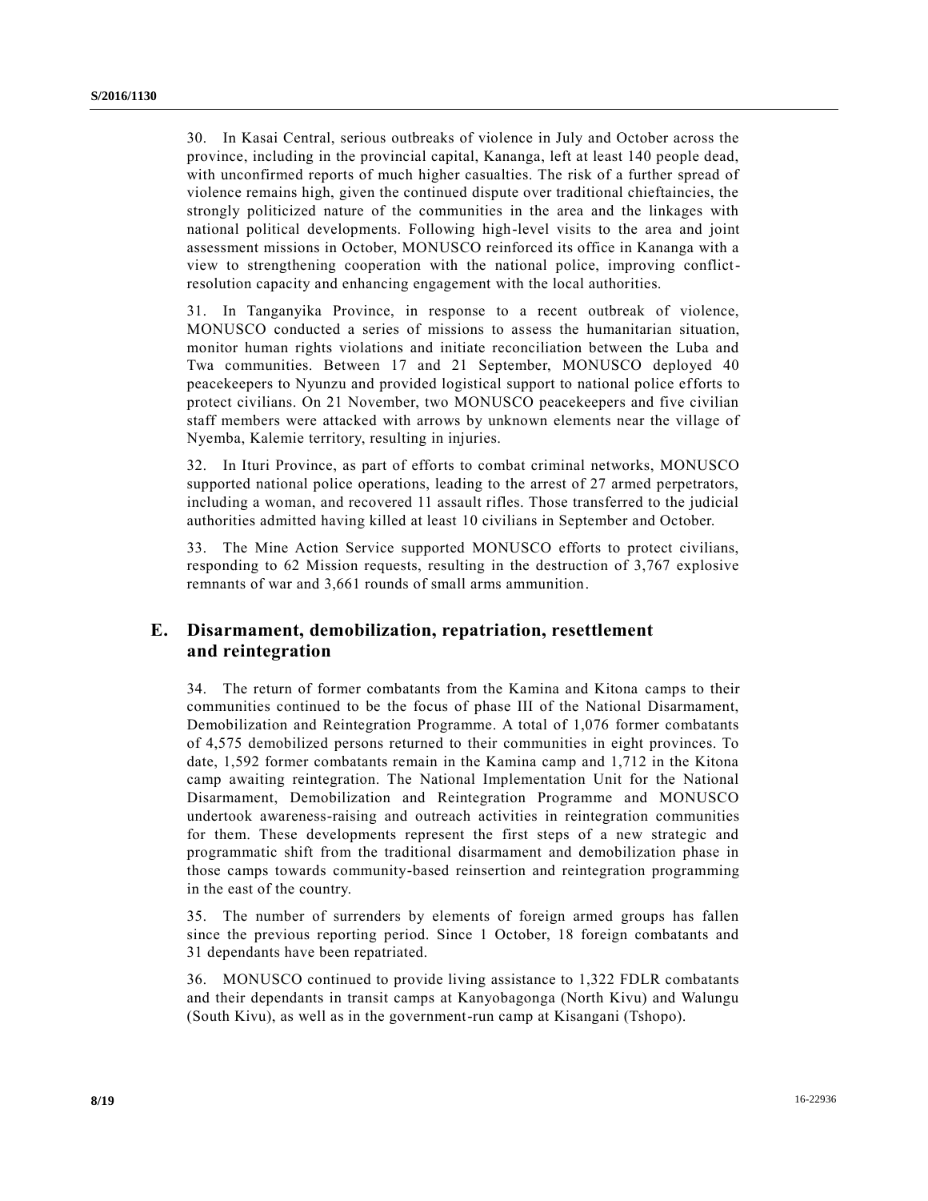30. In Kasai Central, serious outbreaks of violence in July and October across the province, including in the provincial capital, Kananga, left at least 140 people dead, with unconfirmed reports of much higher casualties. The risk of a further spread of violence remains high, given the continued dispute over traditional chieftaincies, the strongly politicized nature of the communities in the area and the linkages with national political developments. Following high-level visits to the area and joint assessment missions in October, MONUSCO reinforced its office in Kananga with a view to strengthening cooperation with the national police, improving conflict-resolution capacity and enhancing engagement with the local authorities.

31. In Tanganyika Province, in response to a recent outbreak of violence, MONUSCO conducted a series of missions to assess the humanitarian situation, monitor human rights violations and initiate reconciliation between the Luba and Twa communities. Between 17 and 21 September, MONUSCO deployed 40 peacekeepers to Nyunzu and provided logistical support to national police efforts to protect civilians. On 21 November, two MONUSCO peacekeepers and five civilian staff members were attacked with arrows by unknown elements near the village of Nyemba, Kalemie territory, resulting in injuries.

32. In Ituri Province, as part of efforts to combat criminal networks, MONUSCO supported national police operations, leading to the arrest of 27 armed perpetrators, including a woman, and recovered 11 assault rifles. Those transferred to the judicial authorities admitted having killed at least 10 civilians in September and October.

33. The Mine Action Service supported MONUSCO efforts to protect civilians, responding to 62 Mission requests, resulting in the destruction of 3,767 explosive remnants of war and 3,661 rounds of small arms ammunition.

## E. Disarmament, demobilization, repatriation, resettlement and reintegration

34. The return of former combatants from the Kamina and Kitona camps to their communities continued to be the focus of phase III of the National Disarmament, Demobilization and Reintegration Programme. A total of 1,076 former combatants of 4,575 demobilized persons returned to their communities in eight provinces. To date, 1,592 former combatants remain in the Kamina camp and 1,712 in the Kitona camp awaiting reintegration. The National Implementation Unit for the National Disarmament, Demobilization and Reintegration Programme and MONUSCO undertook awareness-raising and outreach activities in reintegration communities for them. These developments represent the first steps of a new strategic and programmatic shift from the traditional disarmament and demobilization phase in those camps towards community-based reinsertion and reintegration programming in the east of the country.

35. The number of surrenders by elements of foreign armed groups has fallen since the previous reporting period. Since 1 October, 18 foreign combatants and 31 dependants have been repatriated.

36. MONUSCO continued to provide living assistance to 1,322 FDLR combatants and their dependants in transit camps at Kanyobagonga (North Kivu) and Walungu (South Kivu), as well as in the government-run camp at Kisangani (Tshopo).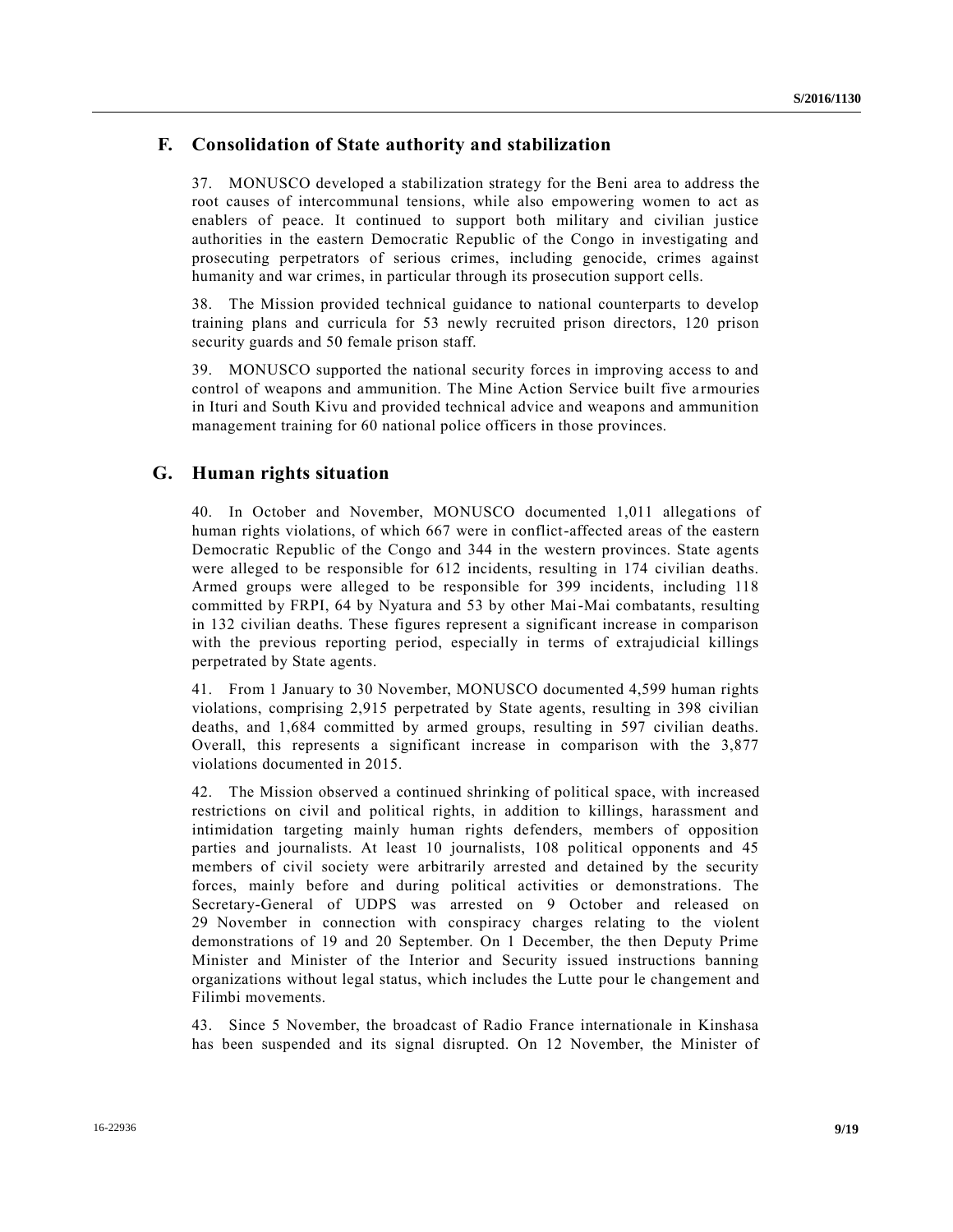## F. Consolidation of State authority and stabilization

37. MONUSCO developed a stabilization strategy for the Beni area to address the root causes of intercommunal tensions, while also empowering women to act as enablers of peace. It continued to support both military and civilian justice authorities in the eastern Democratic Republic of the Congo in investigating and prosecuting perpetrators of serious crimes, including genocide, crimes against humanity and war crimes, in particular through its prosecution support cells.

38. The Mission provided technical guidance to national counterparts to develop training plans and curricula for 53 newly recruited prison directors, 120 prison security guards and 50 female prison staff.

39. MONUSCO supported the national security forces in improving access to and control of weapons and ammunition. The Mine Action Service built five armouries in Ituri and South Kivu and provided technical advice and weapons and ammunition management training for 60 national police officers in those provinces.

## G. Human rights situation

40. In October and November, MONUSCO documented 1,011 allegations of human rights violations, of which 667 were in conflict-affected areas of the eastern Democratic Republic of the Congo and 344 in the western provinces. State agents were alleged to be responsible for 612 incidents, resulting in 174 civilian deaths. Armed groups were alleged to be responsible for 399 incidents, including 118 committed by FRPI, 64 by Nyatura and 53 by other Mai-Mai combatants, resulting in 132 civilian deaths. These figures represent a significant increase in comparison with the previous reporting period, especially in terms of extrajudicial killings perpetrated by State agents.

41. From 1 January to 30 November, MONUSCO documented 4,599 human rights violations, comprising 2,915 perpetrated by State agents, resulting in 398 civilian deaths, and 1,684 committed by armed groups, resulting in 597 civilian deaths. Overall, this represents a significant increase in comparison with the 3,877 violations documented in 2015.

42. The Mission observed a continued shrinking of political space, with increased restrictions on civil and political rights, in addition to killings, harassment and intimidation targeting mainly human rights defenders, members of opposition parties and journalists. At least 10 journalists, 108 political opponents and 45 members of civil society were arbitrarily arrested and detained by the security forces, mainly before and during political activities or demonstrations. The Secretary-General of UDPS was arrested on 9 October and released on 29 November in connection with conspiracy charges relating to the violent demonstrations of 19 and 20 September. On 1 December, the then Deputy Prime Minister and Minister of the Interior and Security issued instructions banning organizations without legal status, which includes the Lutte pour le changement and Filimbi movements.

43. Since 5 November, the broadcast of Radio France internationale in Kinshasa has been suspended and its signal disrupted. On 12 November, the Minister of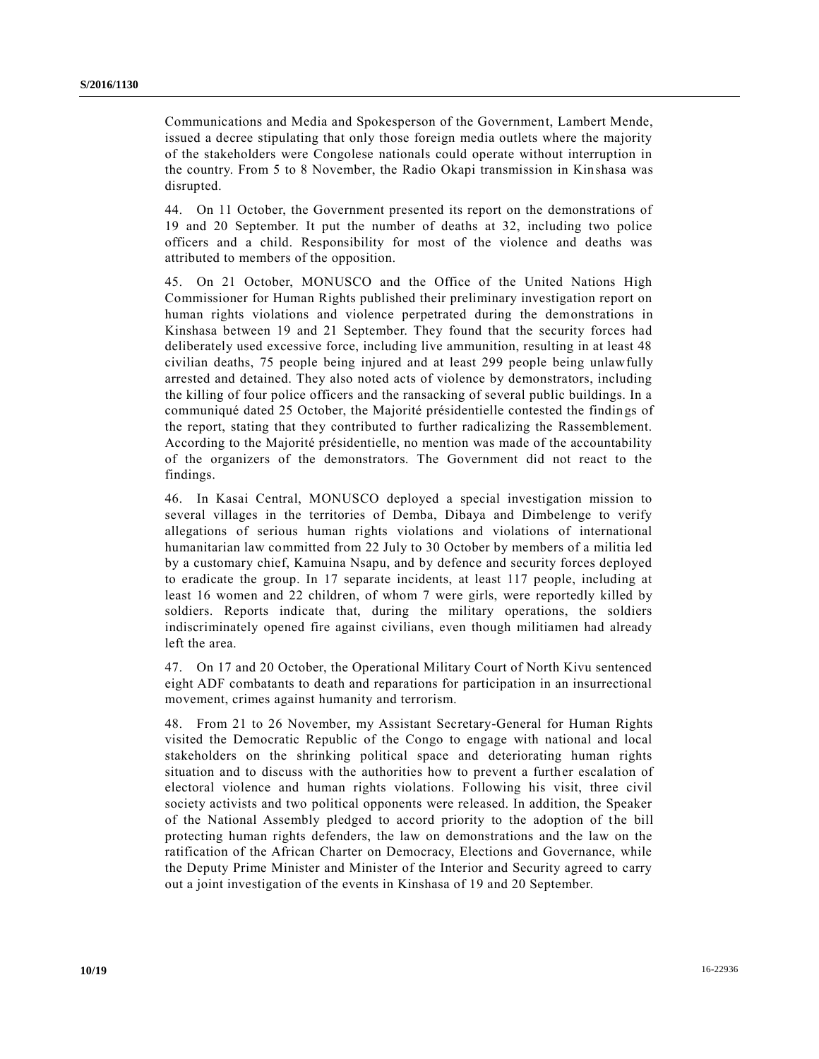Communications and Media and Spokesperson of the Government, Lambert Mende, issued a decree stipulating that only those foreign media outlets where the majority of the stakeholders were Congolese nationals could operate without interruption in the country. From 5 to 8 November, the Radio Okapi transmission in Kinshasa was disrupted.

44. On 11 October, the Government presented its report on the demonstrations of 19 and 20 September. It put the number of deaths at 32, including two police officers and a child. Responsibility for most of the violence and deaths was attributed to members of the opposition.

45. On 21 October, MONUSCO and the Office of the United Nations High Commissioner for Human Rights published their preliminary investigation report on human rights violations and violence perpetrated during the demonstrations in Kinshasa between 19 and 21 September. They found that the security forces had deliberately used excessive force, including live ammunition, resulting in at least 48 civilian deaths, 75 people being injured and at least 299 people being unlawfully arrested and detained. They also noted acts of violence by demonstrators, including the killing of four police officers and the ransacking of several public buildings. In a communiqué dated 25 October, the Majorité présidentielle contested the findings of the report, stating that they contributed to further radicalizing the Rassemblement. According to the Majorité présidentielle, no mention was made of the accountability of the organizers of the demonstrators. The Government did not react to the findings.

46. In Kasai Central, MONUSCO deployed a special investigation mission to several villages in the territories of Demba, Dibaya and Dimbelenge to verify allegations of serious human rights violations and violations of international humanitarian law committed from 22 July to 30 October by members of a militia led by a customary chief, Kamuina Nsapu, and by defence and security forces deployed to eradicate the group. In 17 separate incidents, at least 117 people, including at least 16 women and 22 children, of whom 7 were girls, were reportedly killed by soldiers. Reports indicate that, during the military operations, the soldiers indiscriminately opened fire against civilians, even though militiamen had already left the area.

47. On 17 and 20 October, the Operational Military Court of North Kivu sentenced eight ADF combatants to death and reparations for participation in an insurrectional movement, crimes against humanity and terrorism.

48. From 21 to 26 November, my Assistant Secretary-General for Human Rights visited the Democratic Republic of the Congo to engage with national and local stakeholders on the shrinking political space and deteriorating human rights situation and to discuss with the authorities how to prevent a further escalation of electoral violence and human rights violations. Following his visit, three civil society activists and two political opponents were released. In addition, the Speaker of the National Assembly pledged to accord priority to the adoption of the bill protecting human rights defenders, the law on demonstrations and the law on the ratification of the African Charter on Democracy, Elections and Governance, while the Deputy Prime Minister and Minister of the Interior and Security agreed to carry out a joint investigation of the events in Kinshasa of 19 and 20 September.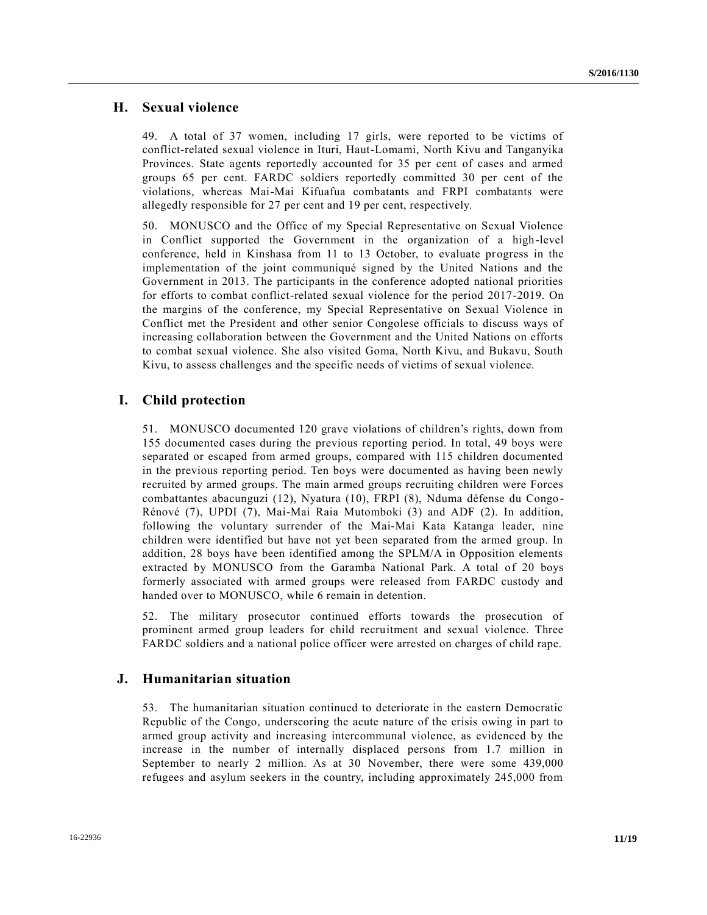## H. Sexual violence

49. A total of 37 women, including 17 girls, were reported to be victims of conflict-related sexual violence in Ituri, Haut-Lomami, North Kivu and Tanganyika Provinces. State agents reportedly accounted for 35 per cent of cases and armed groups 65 per cent. FARDC soldiers reportedly committed 30 per cent of the violations, whereas Mai-Mai Kifuafua combatants and FRPI combatants were allegedly responsible for 27 per cent and 19 per cent, respectively.

50. MONUSCO and the Office of my Special Representative on Sexual Violence in Conflict supported the Government in the organization of a high-level conference, held in Kinshasa from 11 to 13 October, to evaluate progress in the implementation of the joint communiqué signed by the United Nations and the Government in 2013. The participants in the conference adopted national priorities for efforts to combat conflict-related sexual violence for the period 2017-2019. On the margins of the conference, my Special Representative on Sexual Violence in Conflict met the President and other senior Congolese officials to discuss ways of increasing collaboration between the Government and the United Nations on efforts to combat sexual violence. She also visited Goma, North Kivu, and Bukavu, South Kivu, to assess challenges and the specific needs of victims of sexual violence.

## I. Child protection

51. MONUSCO documented 120 grave violations of children's rights, down from 155 documented cases during the previous reporting period. In total, 49 boys were separated or escaped from armed groups, compared with 115 children documented in the previous reporting period. Ten boys were documented as having been newly recruited by armed groups. The main armed groups recruiting children were Forces combattantes abacunguzi (12), Nyatura (10), FRPI (8), Nduma défense du Congo-Rénové (7), UPDI (7), Mai-Mai Raia Mutomboki (3) and ADF (2). In addition, following the voluntary surrender of the Mai-Mai Kata Katanga leader, nine children were identified but have not yet been separated from the armed group. In addition, 28 boys have been identified among the SPLM/A in Opposition elements extracted by MONUSCO from the Garamba National Park. A total of 20 boys formerly associated with armed groups were released from FARDC custody and handed over to MONUSCO, while 6 remain in detention.

52. The military prosecutor continued efforts towards the prosecution of prominent armed group leaders for child recruitment and sexual violence. Three FARDC soldiers and a national police officer were arrested on charges of child rape.

## J. Humanitarian situation

53. The humanitarian situation continued to deteriorate in the eastern Democratic Republic of the Congo, underscoring the acute nature of the crisis owing in part to armed group activity and increasing intercommunal violence, as evidenced by the increase in the number of internally displaced persons from 1.7 million in September to nearly 2 million. As at 30 November, there were some 439,000 refugees and asylum seekers in the country, including approximately 245,000 from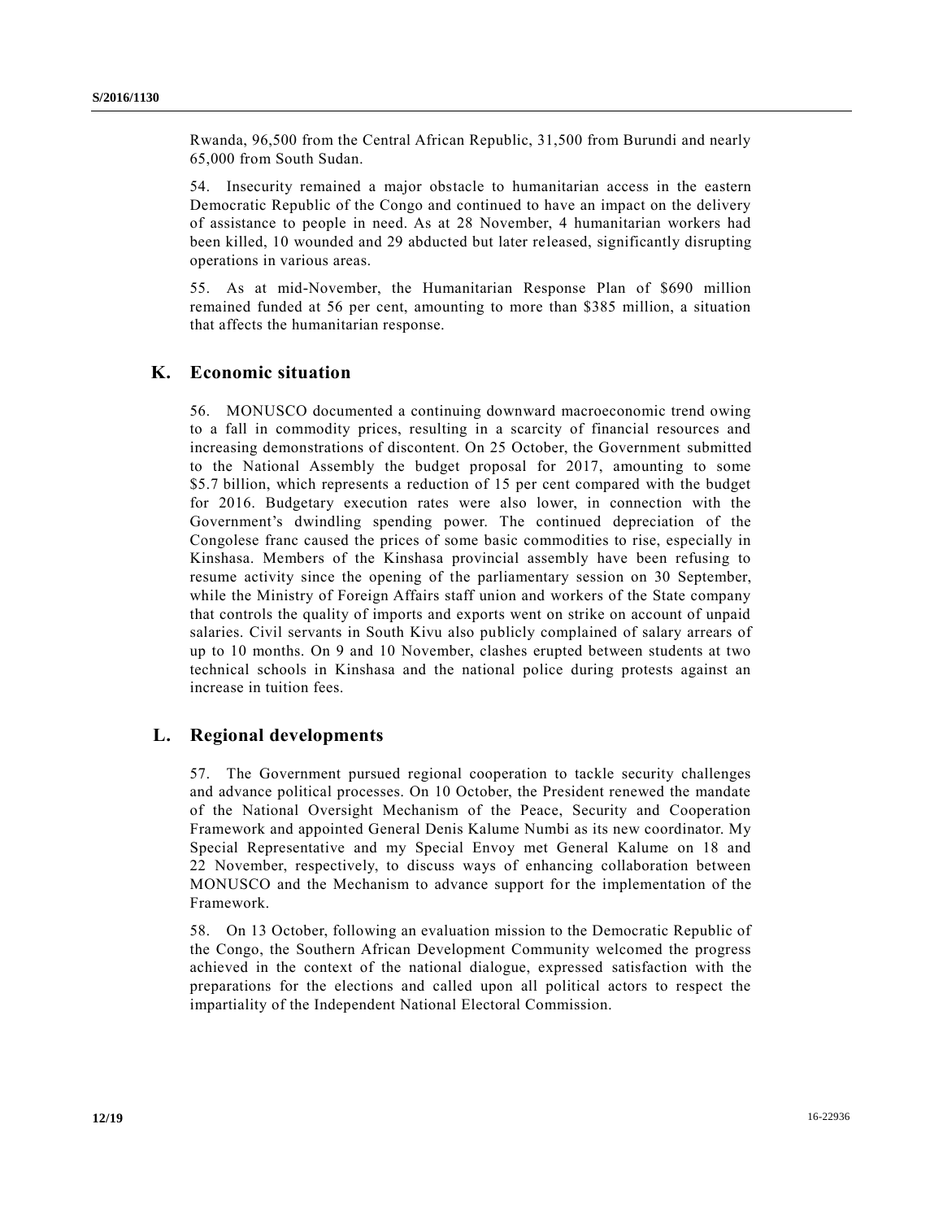Rwanda, 96,500 from the Central African Republic, 31,500 from Burundi and nearly 65,000 from South Sudan.

54. Insecurity remained a major obstacle to humanitarian access in the eastern Democratic Republic of the Congo and continued to have an impact on the delivery of assistance to people in need. As at 28 November, 4 humanitarian workers had been killed, 10 wounded and 29 abducted but later released, significantly disrupting operations in various areas.

55. As at mid-November, the Humanitarian Response Plan of $690 million remained funded at 56 per cent, amounting to more than $385 million, a situation that affects the humanitarian response.

## K. Economic situation

56. MONUSCO documented a continuing downward macroeconomic trend owing to a fall in commodity prices, resulting in a scarcity of financial resources and increasing demonstrations of discontent. On 25 October, the Government submitted to the National Assembly the budget proposal for 2017, amounting to some $5.7 billion, which represents a reduction of 15 per cent compared with the budget for 2016. Budgetary execution rates were also lower, in connection with the Government's dwindling spending power. The continued depreciation of the Congolese franc caused the prices of some basic commodities to rise, especially in Kinshasa. Members of the Kinshasa provincial assembly have been refusing to resume activity since the opening of the parliamentary session on 30 September, while the Ministry of Foreign Affairs staff union and workers of the State company that controls the quality of imports and exports went on strike on account of unpaid salaries. Civil servants in South Kivu also publicly complained of salary arrears of up to 10 months. On 9 and 10 November, clashes erupted between students at two technical schools in Kinshasa and the national police during protests against an increase in tuition fees.

## L. Regional developments

57. The Government pursued regional cooperation to tackle security challenges and advance political processes. On 10 October, the President renewed the mandate of the National Oversight Mechanism of the Peace, Security and Cooperation Framework and appointed General Denis Kalume Numbi as its new coordinator. My Special Representative and my Special Envoy met General Kalume on 18 and 22 November, respectively, to discuss ways of enhancing collaboration between MONUSCO and the Mechanism to advance support for the implementation of the Framework.

58. On 13 October, following an evaluation mission to the Democratic Republic of the Congo, the Southern African Development Community welcomed the progress achieved in the context of the national dialogue, expressed satisfaction with the preparations for the elections and called upon all political actors to respect the impartiality of the Independent National Electoral Commission.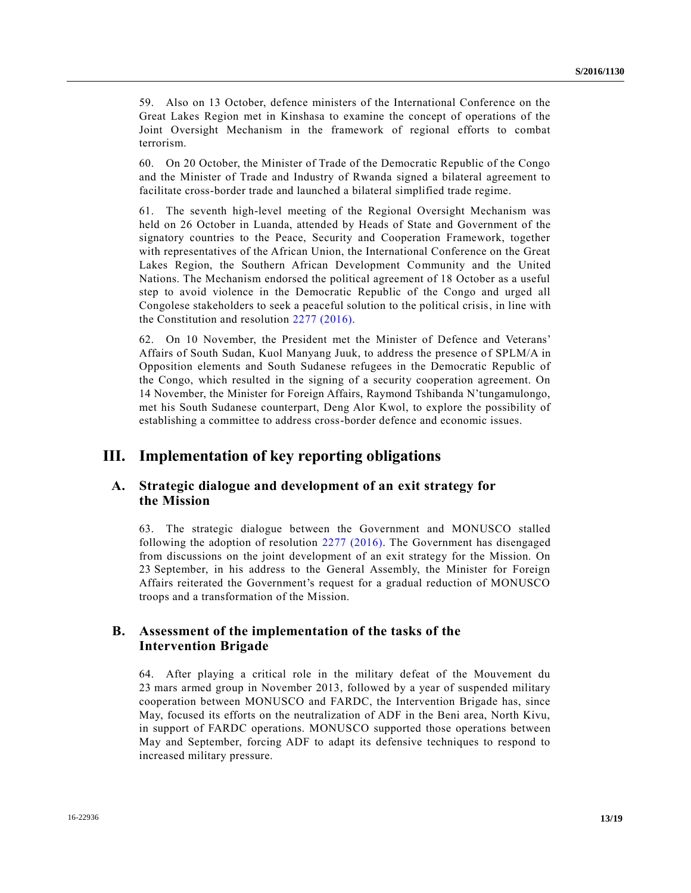59. Also on 13 October, defence ministers of the International Conference on the Great Lakes Region met in Kinshasa to examine the concept of operations of the Joint Oversight Mechanism in the framework of regional efforts to combat terrorism.

60. On 20 October, the Minister of Trade of the Democratic Republic of the Congo and the Minister of Trade and Industry of Rwanda signed a bilateral agreement to facilitate cross-border trade and launched a bilateral simplified trade regime.

61. The seventh high-level meeting of the Regional Oversight Mechanism was held on 26 October in Luanda, attended by Heads of State and Government of the signatory countries to the Peace, Security and Cooperation Framework, together with representatives of the African Union, the International Conference on the Great Lakes Region, the Southern African Development Community and the United Nations. The Mechanism endorsed the political agreement of 18 October as a useful step to avoid violence in the Democratic Republic of the Congo and urged all Congolese stakeholders to seek a peaceful solution to the political crisis, in line with the Constitution and resolution 2277 (2016).

62. On 10 November, the President met the Minister of Defence and Veterans' Affairs of South Sudan, Kuol Manyang Juuk, to address the presence of SPLM/A in Opposition elements and South Sudanese refugees in the Democratic Republic of the Congo, which resulted in the signing of a security cooperation agreement. On 14 November, the Minister for Foreign Affairs, Raymond Tshibanda N'tungamulongo, met his South Sudanese counterpart, Deng Alor Kwol, to explore the possibility of establishing a committee to address cross-border defence and economic issues.

# III. Implementation of key reporting obligations

## A. Strategic dialogue and development of an exit strategy for the Mission

63. The strategic dialogue between the Government and MONUSCO stalled following the adoption of resolution 2277 (2016). The Government has disengaged from discussions on the joint development of an exit strategy for the Mission. On 23 September, in his address to the General Assembly, the Minister for Foreign Affairs reiterated the Government's request for a gradual reduction of MONUSCO troops and a transformation of the Mission.

## B. Assessment of the implementation of the tasks of the Intervention Brigade

64. After playing a critical role in the military defeat of the Mouvement du 23 mars armed group in November 2013, followed by a year of suspended military cooperation between MONUSCO and FARDC, the Intervention Brigade has, since May, focused its efforts on the neutralization of ADF in the Beni area, North Kivu, in support of FARDC operations. MONUSCO supported those operations between May and September, forcing ADF to adapt its defensive techniques to respond to increased military pressure.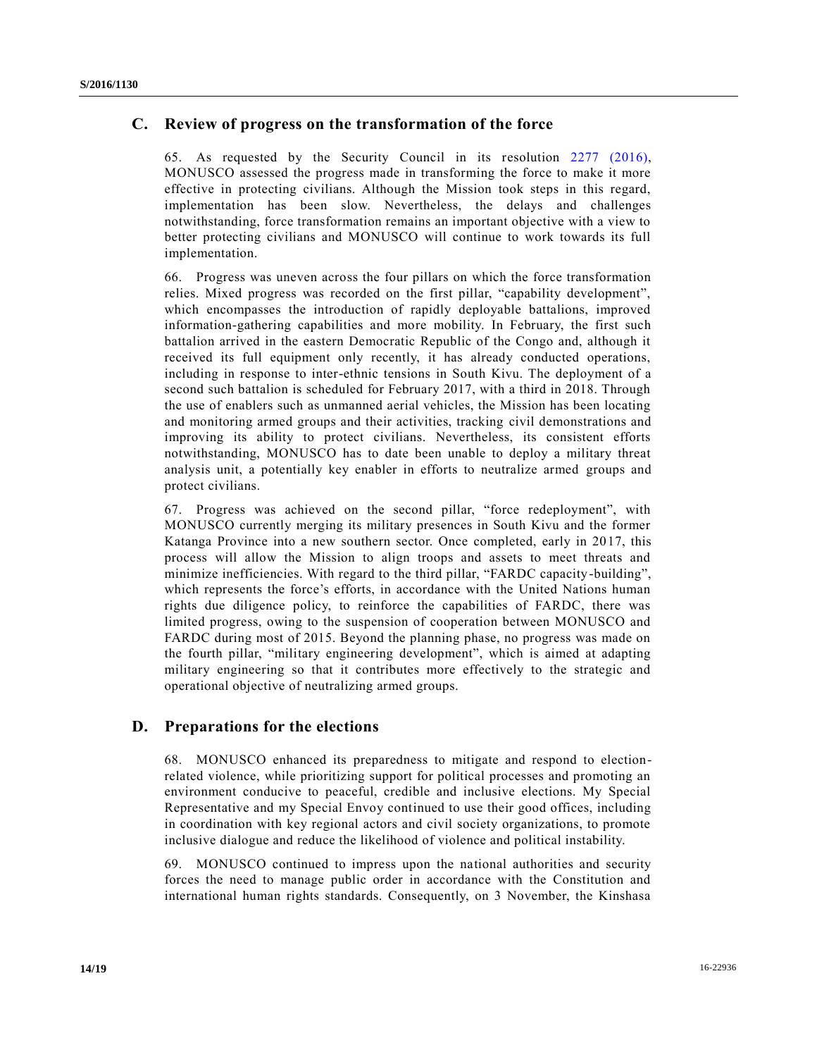## C. Review of progress on the transformation of the force

65. As requested by the Security Council in its resolution 2277 (2016), MONUSCO assessed the progress made in transforming the force to make it more effective in protecting civilians. Although the Mission took steps in this regard, implementation has been slow. Nevertheless, the delays and challenges notwithstanding, force transformation remains an important objective with a view to better protecting civilians and MONUSCO will continue to work towards its full implementation.

66. Progress was uneven across the four pillars on which the force transformation relies. Mixed progress was recorded on the first pillar, "capability development", which encompasses the introduction of rapidly deployable battalions, improved information-gathering capabilities and more mobility. In February, the first such battalion arrived in the eastern Democratic Republic of the Congo and, although it received its full equipment only recently, it has already conducted operations, including in response to inter-ethnic tensions in South Kivu. The deployment of a second such battalion is scheduled for February 2017, with a third in 2018. Through the use of enablers such as unmanned aerial vehicles, the Mission has been locating and monitoring armed groups and their activities, tracking civil demonstrations and improving its ability to protect civilians. Nevertheless, its consistent efforts notwithstanding, MONUSCO has to date been unable to deploy a military threat analysis unit, a potentially key enabler in efforts to neutralize armed groups and protect civilians.

67. Progress was achieved on the second pillar, "force redeployment", with MONUSCO currently merging its military presences in South Kivu and the former Katanga Province into a new southern sector. Once completed, early in 2017, this process will allow the Mission to align troops and assets to meet threats and minimize inefficiencies. With regard to the third pillar, "FARDC capacity-building", which represents the force's efforts, in accordance with the United Nations human rights due diligence policy, to reinforce the capabilities of FARDC, there was limited progress, owing to the suspension of cooperation between MONUSCO and FARDC during most of 2015. Beyond the planning phase, no progress was made on the fourth pillar, "military engineering development", which is aimed at adapting military engineering so that it contributes more effectively to the strategic and operational objective of neutralizing armed groups.

## D. Preparations for the elections

68. MONUSCO enhanced its preparedness to mitigate and respond to election-related violence, while prioritizing support for political processes and promoting an environment conducive to peaceful, credible and inclusive elections. My Special Representative and my Special Envoy continued to use their good offices, including in coordination with key regional actors and civil society organizations, to promote inclusive dialogue and reduce the likelihood of violence and political instability.

69. MONUSCO continued to impress upon the national authorities and security forces the need to manage public order in accordance with the Constitution and international human rights standards. Consequently, on 3 November, the Kinshasa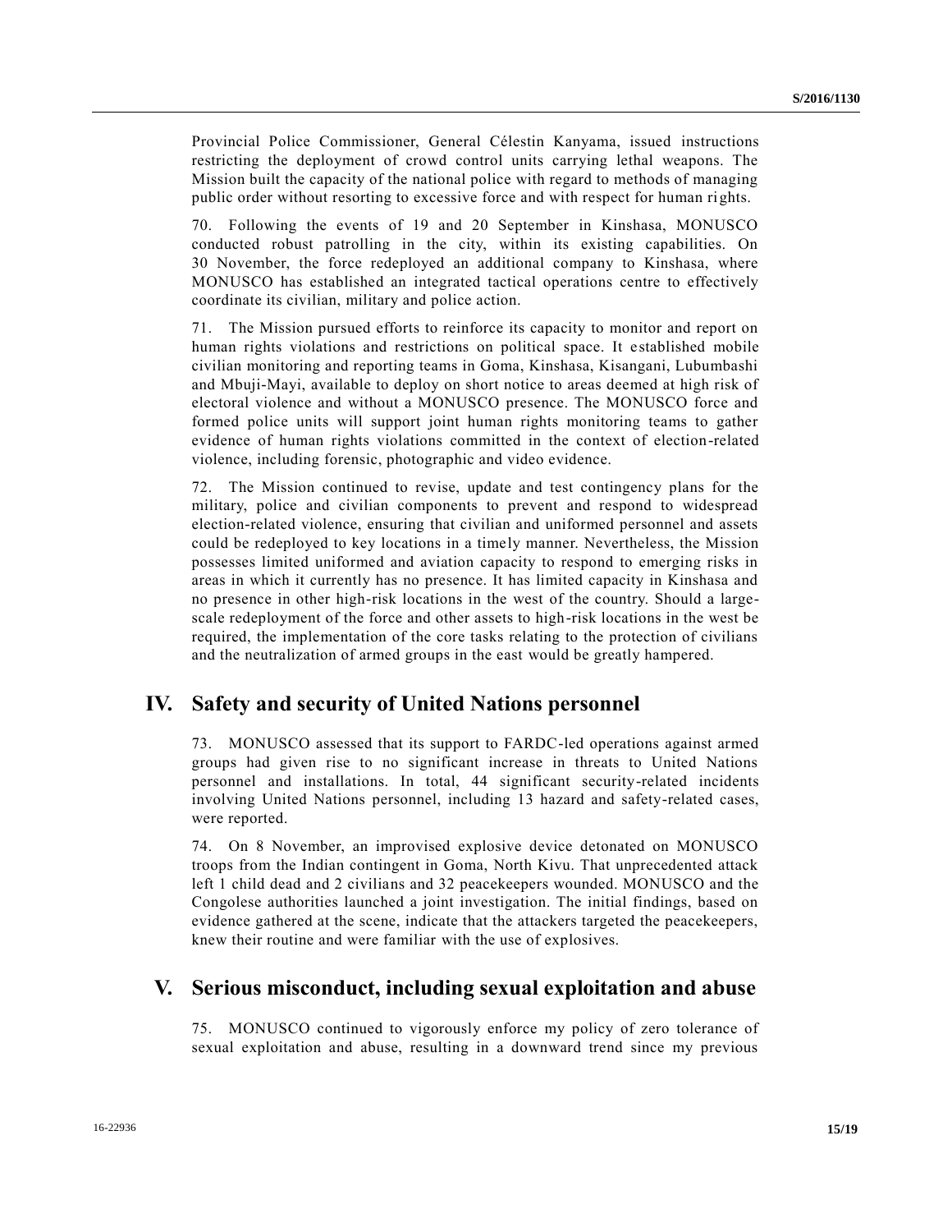Provincial Police Commissioner, General Célestin Kanyama, issued instructions restricting the deployment of crowd control units carrying lethal weapons. The Mission built the capacity of the national police with regard to methods of managing public order without resorting to excessive force and with respect for human rights.

70. Following the events of 19 and 20 September in Kinshasa, MONUSCO conducted robust patrolling in the city, within its existing capabilities. On 30 November, the force redeployed an additional company to Kinshasa, where MONUSCO has established an integrated tactical operations centre to effectively coordinate its civilian, military and police action.

71. The Mission pursued efforts to reinforce its capacity to monitor and report on human rights violations and restrictions on political space. It established mobile civilian monitoring and reporting teams in Goma, Kinshasa, Kisangani, Lubumbashi and Mbuji-Mayi, available to deploy on short notice to areas deemed at high risk of electoral violence and without a MONUSCO presence. The MONUSCO force and formed police units will support joint human rights monitoring teams to gather evidence of human rights violations committed in the context of election-related violence, including forensic, photographic and video evidence.

72. The Mission continued to revise, update and test contingency plans for the military, police and civilian components to prevent and respond to widespread election-related violence, ensuring that civilian and uniformed personnel and assets could be redeployed to key locations in a timely manner. Nevertheless, the Mission possesses limited uniformed and aviation capacity to respond to emerging risks in areas in which it currently has no presence. It has limited capacity in Kinshasa and no presence in other high-risk locations in the west of the country. Should a large-scale redeployment of the force and other assets to high-risk locations in the west be required, the implementation of the core tasks relating to the protection of civilians and the neutralization of armed groups in the east would be greatly hampered.

## IV. Safety and security of United Nations personnel

73. MONUSCO assessed that its support to FARDC-led operations against armed groups had given rise to no significant increase in threats to United Nations personnel and installations. In total, 44 significant security-related incidents involving United Nations personnel, including 13 hazard and safety-related cases, were reported.

74. On 8 November, an improvised explosive device detonated on MONUSCO troops from the Indian contingent in Goma, North Kivu. That unprecedented attack left 1 child dead and 2 civilians and 32 peacekeepers wounded. MONUSCO and the Congolese authorities launched a joint investigation. The initial findings, based on evidence gathered at the scene, indicate that the attackers targeted the peacekeepers, knew their routine and were familiar with the use of explosives.

## V. Serious misconduct, including sexual exploitation and abuse

75. MONUSCO continued to vigorously enforce my policy of zero tolerance of sexual exploitation and abuse, resulting in a downward trend since my previous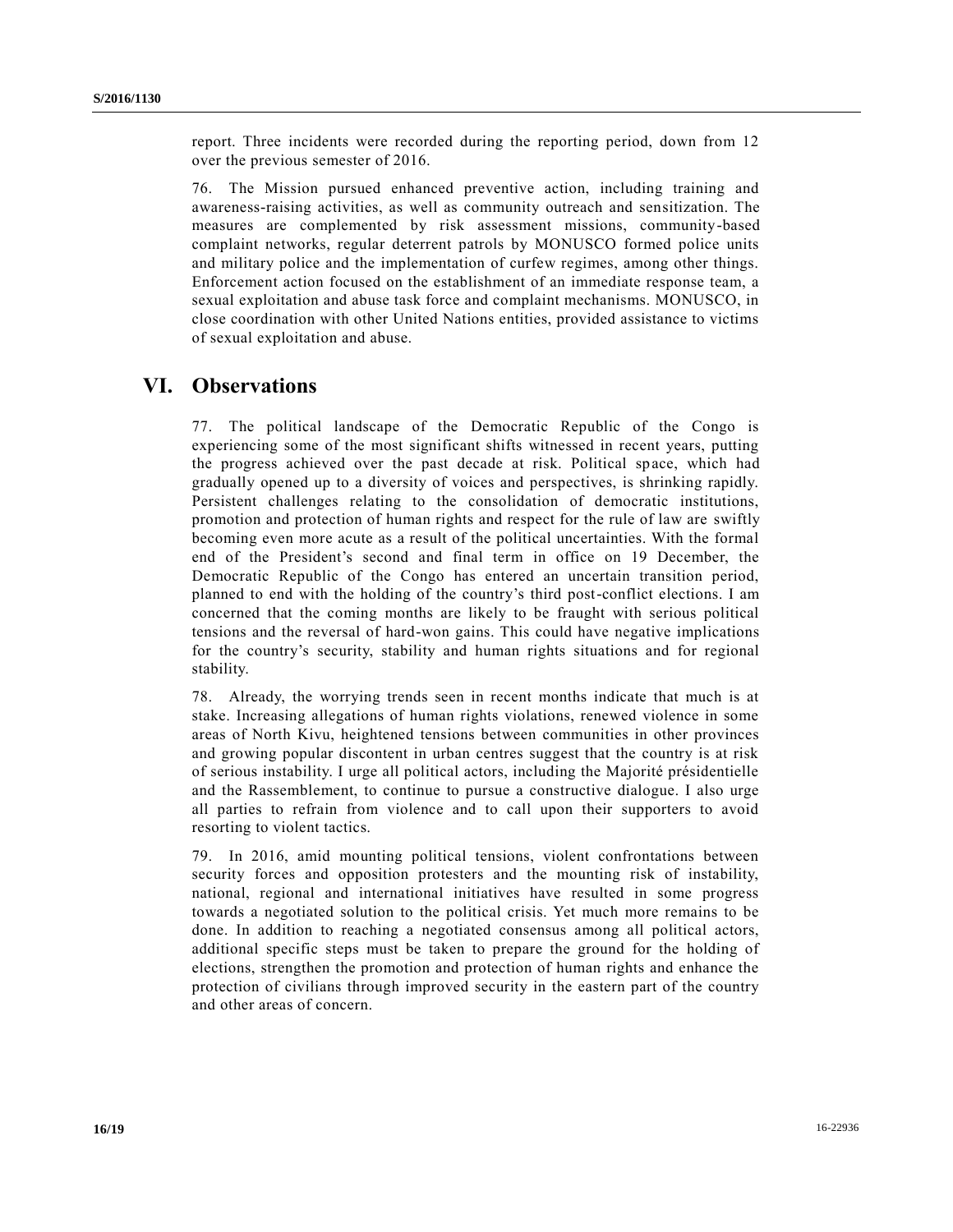report. Three incidents were recorded during the reporting period, down from 12 over the previous semester of 2016.

76. The Mission pursued enhanced preventive action, including training and awareness-raising activities, as well as community outreach and sensitization. The measures are complemented by risk assessment missions, community-based complaint networks, regular deterrent patrols by MONUSCO formed police units and military police and the implementation of curfew regimes, among other things. Enforcement action focused on the establishment of an immediate response team, a sexual exploitation and abuse task force and complaint mechanisms. MONUSCO, in close coordination with other United Nations entities, provided assistance to victims of sexual exploitation and abuse.

## VI. Observations

77. The political landscape of the Democratic Republic of the Congo is experiencing some of the most significant shifts witnessed in recent years, putting the progress achieved over the past decade at risk. Political space, which had gradually opened up to a diversity of voices and perspectives, is shrinking rapidly. Persistent challenges relating to the consolidation of democratic institutions, promotion and protection of human rights and respect for the rule of law are swiftly becoming even more acute as a result of the political uncertainties. With the formal end of the President's second and final term in office on 19 December, the Democratic Republic of the Congo has entered an uncertain transition period, planned to end with the holding of the country's third post-conflict elections. I am concerned that the coming months are likely to be fraught with serious political tensions and the reversal of hard-won gains. This could have negative implications for the country's security, stability and human rights situations and for regional stability.

78. Already, the worrying trends seen in recent months indicate that much is at stake. Increasing allegations of human rights violations, renewed violence in some areas of North Kivu, heightened tensions between communities in other provinces and growing popular discontent in urban centres suggest that the country is at risk of serious instability. I urge all political actors, including the Majorité présidentielle and the Rassemblement, to continue to pursue a constructive dialogue. I also urge all parties to refrain from violence and to call upon their supporters to avoid resorting to violent tactics.

79. In 2016, amid mounting political tensions, violent confrontations between security forces and opposition protesters and the mounting risk of instability, national, regional and international initiatives have resulted in some progress towards a negotiated solution to the political crisis. Yet much more remains to be done. In addition to reaching a negotiated consensus among all political actors, additional specific steps must be taken to prepare the ground for the holding of elections, strengthen the promotion and protection of human rights and enhance the protection of civilians through improved security in the eastern part of the country and other areas of concern.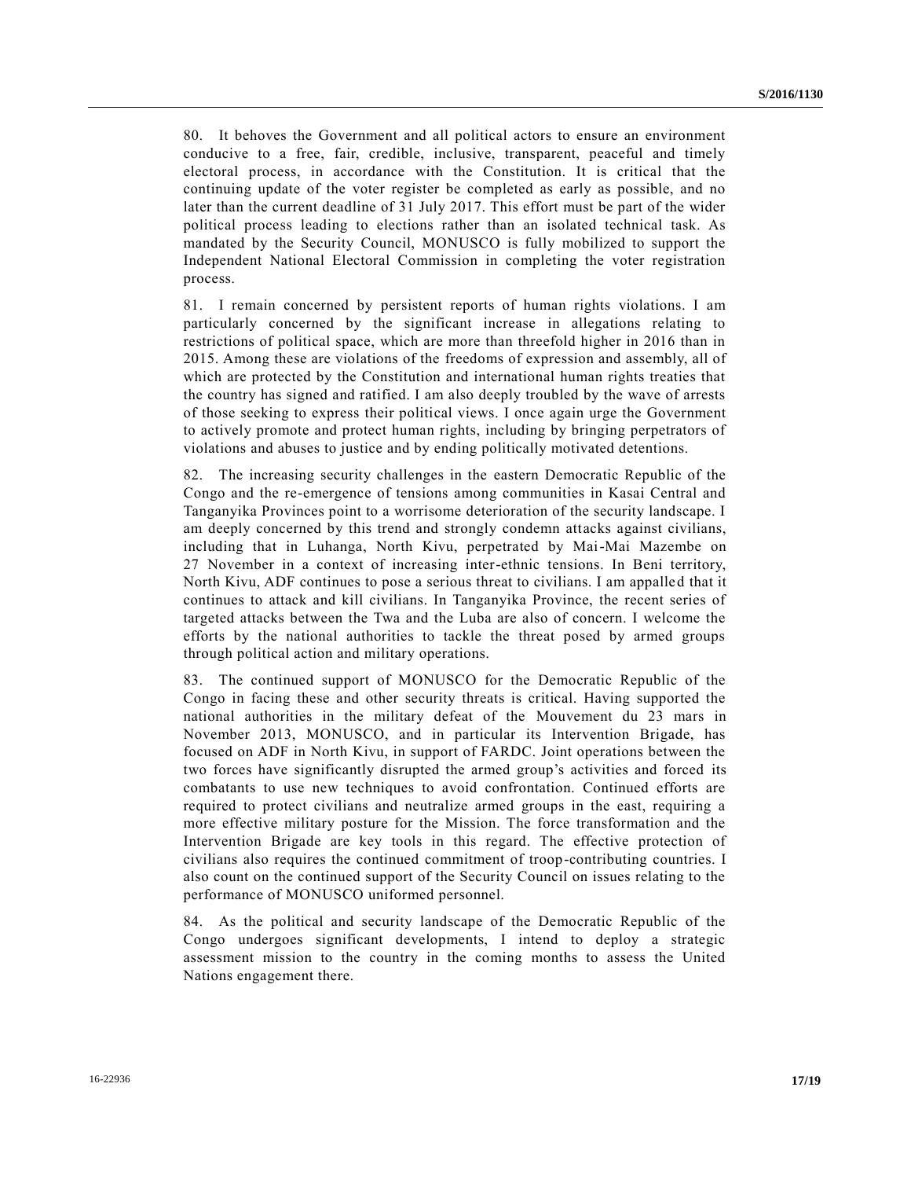80. It behoves the Government and all political actors to ensure an environment conducive to a free, fair, credible, inclusive, transparent, peaceful and timely electoral process, in accordance with the Constitution. It is critical that the continuing update of the voter register be completed as early as possible, and no later than the current deadline of 31 July 2017. This effort must be part of the wider political process leading to elections rather than an isolated technical task. As mandated by the Security Council, MONUSCO is fully mobilized to support the Independent National Electoral Commission in completing the voter registration process.

81. I remain concerned by persistent reports of human rights violations. I am particularly concerned by the significant increase in allegations relating to restrictions of political space, which are more than threefold higher in 2016 than in 2015. Among these are violations of the freedoms of expression and assembly, all of which are protected by the Constitution and international human rights treaties that the country has signed and ratified. I am also deeply troubled by the wave of arrests of those seeking to express their political views. I once again urge the Government to actively promote and protect human rights, including by bringing perpetrators of violations and abuses to justice and by ending politically motivated detentions.

82. The increasing security challenges in the eastern Democratic Republic of the Congo and the re-emergence of tensions among communities in Kasai Central and Tanganyika Provinces point to a worrisome deterioration of the security landscape. I am deeply concerned by this trend and strongly condemn attacks against civilians, including that in Luhanga, North Kivu, perpetrated by Mai-Mai Mazembe on 27 November in a context of increasing inter-ethnic tensions. In Beni territory, North Kivu, ADF continues to pose a serious threat to civilians. I am appalled that it continues to attack and kill civilians. In Tanganyika Province, the recent series of targeted attacks between the Twa and the Luba are also of concern. I welcome the efforts by the national authorities to tackle the threat posed by armed groups through political action and military operations.

83. The continued support of MONUSCO for the Democratic Republic of the Congo in facing these and other security threats is critical. Having supported the national authorities in the military defeat of the Mouvement du 23 mars in November 2013, MONUSCO, and in particular its Intervention Brigade, has focused on ADF in North Kivu, in support of FARDC. Joint operations between the two forces have significantly disrupted the armed group's activities and forced its combatants to use new techniques to avoid confrontation. Continued efforts are required to protect civilians and neutralize armed groups in the east, requiring a more effective military posture for the Mission. The force transformation and the Intervention Brigade are key tools in this regard. The effective protection of civilians also requires the continued commitment of troop-contributing countries. I also count on the continued support of the Security Council on issues relating to the performance of MONUSCO uniformed personnel.

84. As the political and security landscape of the Democratic Republic of the Congo undergoes significant developments, I intend to deploy a strategic assessment mission to the country in the coming months to assess the United Nations engagement there.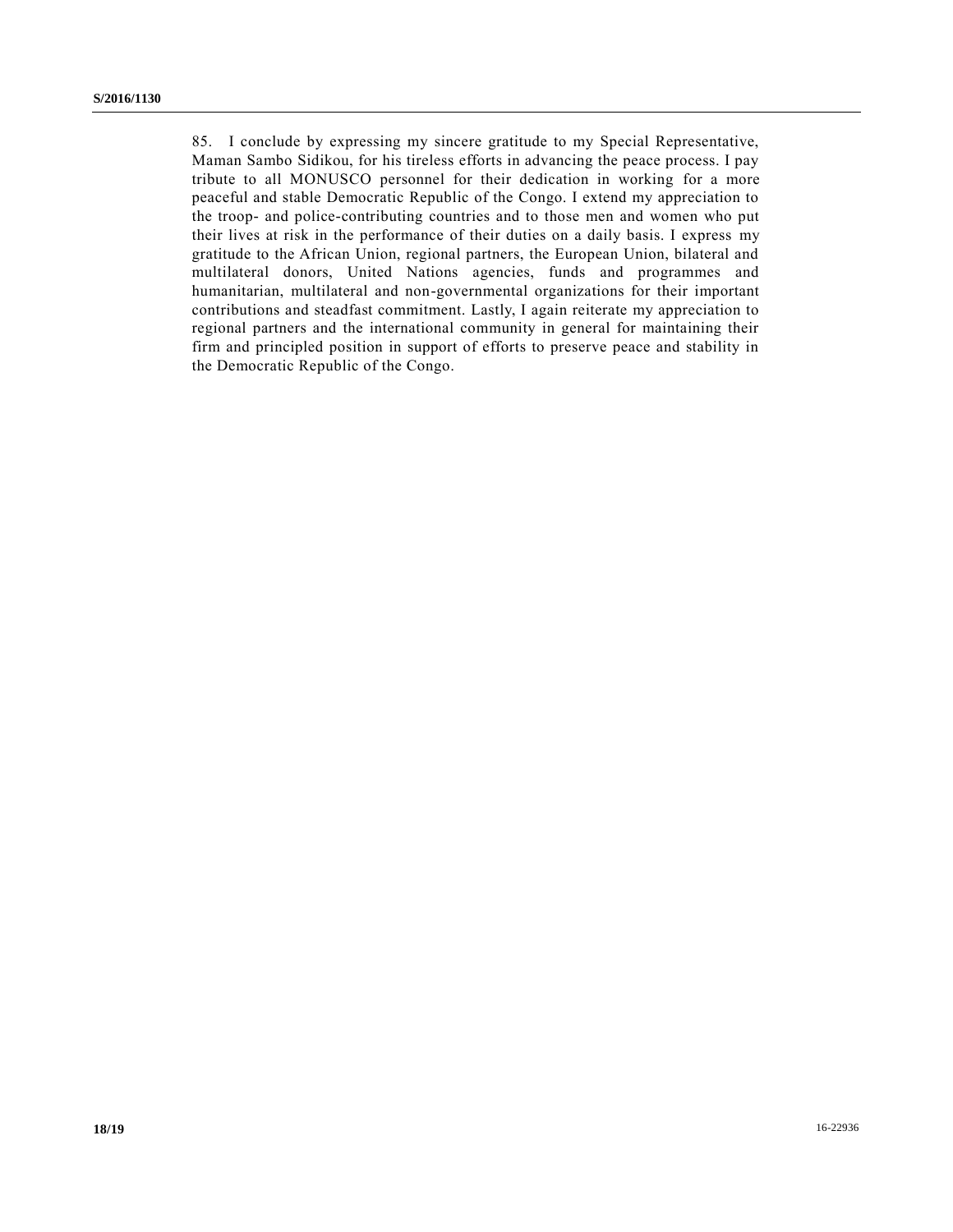85. I conclude by expressing my sincere gratitude to my Special Representative, Maman Sambo Sidikou, for his tireless efforts in advancing the peace process. I pay tribute to all MONUSCO personnel for their dedication in working for a more peaceful and stable Democratic Republic of the Congo. I extend my appreciation to the troop- and police-contributing countries and to those men and women who put their lives at risk in the performance of their duties on a daily basis. I express my gratitude to the African Union, regional partners, the European Union, bilateral and multilateral donors, United Nations agencies, funds and programmes and humanitarian, multilateral and non-governmental organizations for their important contributions and steadfast commitment. Lastly, I again reiterate my appreciation to regional partners and the international community in general for maintaining their firm and principled position in support of efforts to preserve peace and stability in the Democratic Republic of the Congo.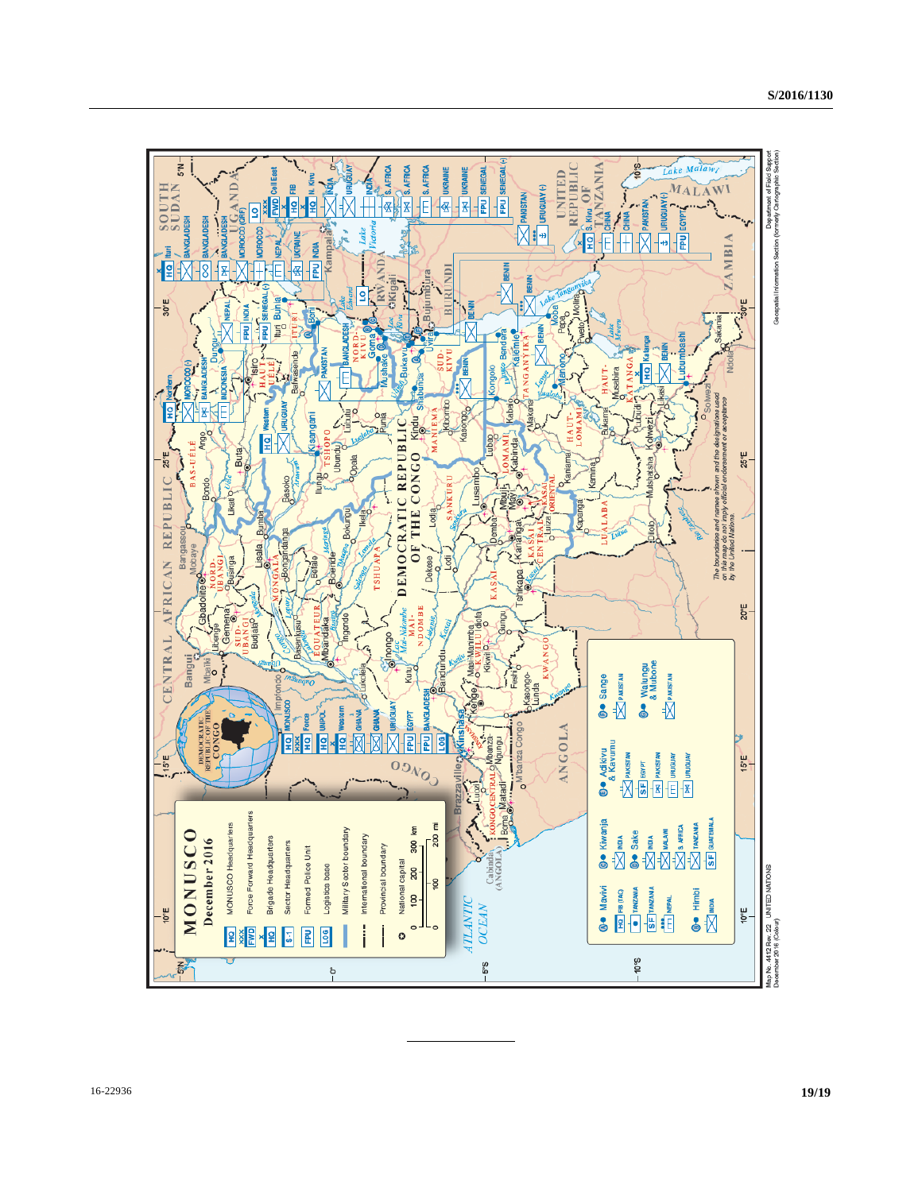MONUSCO

December 2016

HQ MONUSCO Headquarters

FWD Force Forward Headquarters

HQ Brigade Headquarters

S-1 Sector Headquarters

FPU Formed Police Unit

LOG Logistics base

Military Sector boundary

International boundary

Provincial boundary

National capital

0 100 200 300 km

0 100 200 mi

The boundaries and names shown and the designations used on this map do not imply official endorsement or acceptance by the United Nations.

Map No. 4412 Rev. 22 UNITED NATIONS
December 2016 (Colour)

Department of Field Support
Geospatial Information Section (formerly Cartographic Section)